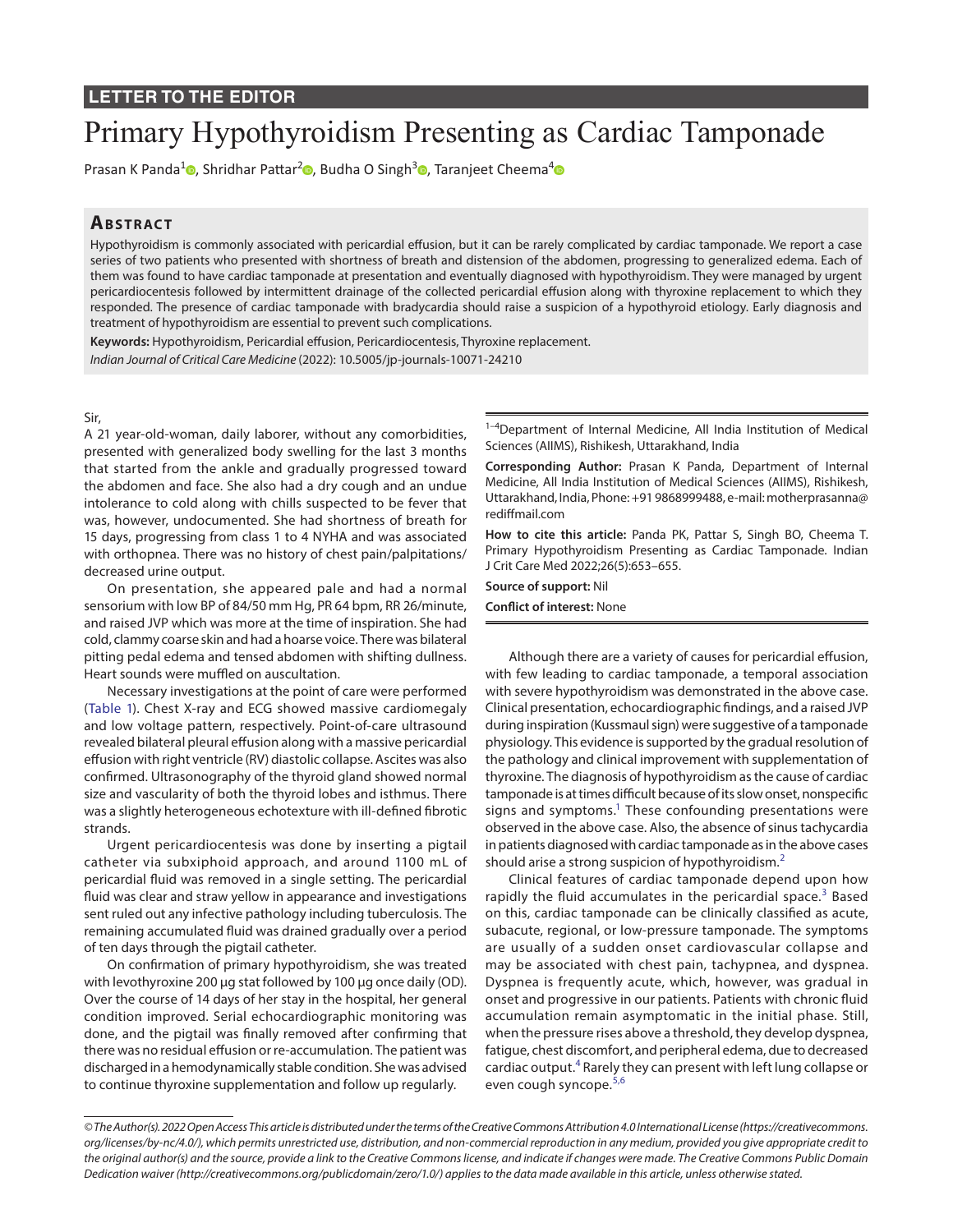LETTER TO THE EDITOR

# Primary Hypothyroidism Presenting as Cardiac Tamponade

Prasan K Panda[1], Shridhar Pattar[2], Budha O Singh[3], Taranjeet Cheema[4]

## Abstract

Hypothyroidism is commonly associated with pericardial effusion, but it can be rarely complicated by cardiac tamponade. We report a case series of two patients who presented with shortness of breath and distension of the abdomen, progressing to generalized edema. Each of them was found to have cardiac tamponade at presentation and eventually diagnosed with hypothyroidism. They were managed by urgent pericardiocentesis followed by intermittent drainage of the collected pericardial effusion along with thyroxine replacement to which they responded. The presence of cardiac tamponade with bradycardia should raise a suspicion of a hypothyroid etiology. Early diagnosis and treatment of hypothyroidism are essential to prevent such complications.

**Keywords:** Hypothyroidism, Pericardial effusion, Pericardiocentesis, Thyroxine replacement.

*Indian Journal of Critical Care Medicine* (2022): 10.5005/jp-journals-10071-24210

[1–4]Department of Internal Medicine, All India Institution of Medical Sciences (AIIMS), Rishikesh, Uttarakhand, India

**Corresponding Author:** Prasan K Panda, Department of Internal Medicine, All India Institution of Medical Sciences (AIIMS), Rishikesh, Uttarakhand, India, Phone: +91 9868999488, e-mail: motherprasanna@rediffmail.com

**How to cite this article:** Panda PK, Pattar S, Singh BO, Cheema T. Primary Hypothyroidism Presenting as Cardiac Tamponade. Indian J Crit Care Med 2022;26(5):653–655.

**Source of support:** Nil

**Conflict of interest:** None

Sir,

A 21 year-old-woman, daily laborer, without any comorbidities, presented with generalized body swelling for the last 3 months that started from the ankle and gradually progressed toward the abdomen and face. She also had a dry cough and an undue intolerance to cold along with chills suspected to be fever that was, however, undocumented. She had shortness of breath for 15 days, progressing from class 1 to 4 NYHA and was associated with orthopnea. There was no history of chest pain/palpitations/ decreased urine output.

On presentation, she appeared pale and had a normal sensorium with low BP of 84/50 mm Hg, PR 64 bpm, RR 26/minute, and raised JVP which was more at the time of inspiration. She had cold, clammy coarse skin and had a hoarse voice. There was bilateral pitting pedal edema and tensed abdomen with shifting dullness. Heart sounds were muffled on auscultation.

Necessary investigations at the point of care were performed (Table 1). Chest X-ray and ECG showed massive cardiomegaly and low voltage pattern, respectively. Point-of-care ultrasound revealed bilateral pleural effusion along with a massive pericardial effusion with right ventricle (RV) diastolic collapse. Ascites was also confirmed. Ultrasonography of the thyroid gland showed normal size and vascularity of both the thyroid lobes and isthmus. There was a slightly heterogeneous echotexture with ill-defined fibrotic strands.

Urgent pericardiocentesis was done by inserting a pigtail catheter via subxiphoid approach, and around 1100 mL of pericardial fluid was removed in a single setting. The pericardial fluid was clear and straw yellow in appearance and investigations sent ruled out any infective pathology including tuberculosis. The remaining accumulated fluid was drained gradually over a period of ten days through the pigtail catheter.

On confirmation of primary hypothyroidism, she was treated with levothyroxine 200 µg stat followed by 100 µg once daily (OD). Over the course of 14 days of her stay in the hospital, her general condition improved. Serial echocardiographic monitoring was done, and the pigtail was finally removed after confirming that there was no residual effusion or re-accumulation. The patient was discharged in a hemodynamically stable condition. She was advised to continue thyroxine supplementation and follow up regularly.

Although there are a variety of causes for pericardial effusion, with few leading to cardiac tamponade, a temporal association with severe hypothyroidism was demonstrated in the above case. Clinical presentation, echocardiographic findings, and a raised JVP during inspiration (Kussmaul sign) were suggestive of a tamponade physiology. This evidence is supported by the gradual resolution of the pathology and clinical improvement with supplementation of thyroxine. The diagnosis of hypothyroidism as the cause of cardiac tamponade is at times difficult because of its slow onset, nonspecific signs and symptoms.[1] These confounding presentations were observed in the above case. Also, the absence of sinus tachycardia in patients diagnosed with cardiac tamponade as in the above cases should arise a strong suspicion of hypothyroidism.[2]

Clinical features of cardiac tamponade depend upon how rapidly the fluid accumulates in the pericardial space.[3] Based on this, cardiac tamponade can be clinically classified as acute, subacute, regional, or low-pressure tamponade. The symptoms are usually of a sudden onset cardiovascular collapse and may be associated with chest pain, tachypnea, and dyspnea. Dyspnea is frequently acute, which, however, was gradual in onset and progressive in our patients. Patients with chronic fluid accumulation remain asymptomatic in the initial phase. Still, when the pressure rises above a threshold, they develop dyspnea, fatigue, chest discomfort, and peripheral edema, due to decreased cardiac output.[4] Rarely they can present with left lung collapse or even cough syncope.[5,6]

*© The Author(s). 2022 Open Access This article is distributed under the terms of the Creative Commons Attribution 4.0 International License (https://creativecommons.org/licenses/by-nc/4.0/), which permits unrestricted use, distribution, and non-commercial reproduction in any medium, provided you give appropriate credit to the original author(s) and the source, provide a link to the Creative Commons license, and indicate if changes were made. The Creative Commons Public Domain Dedication waiver (http://creativecommons.org/publicdomain/zero/1.0/) applies to the data made available in this article, unless otherwise stated.*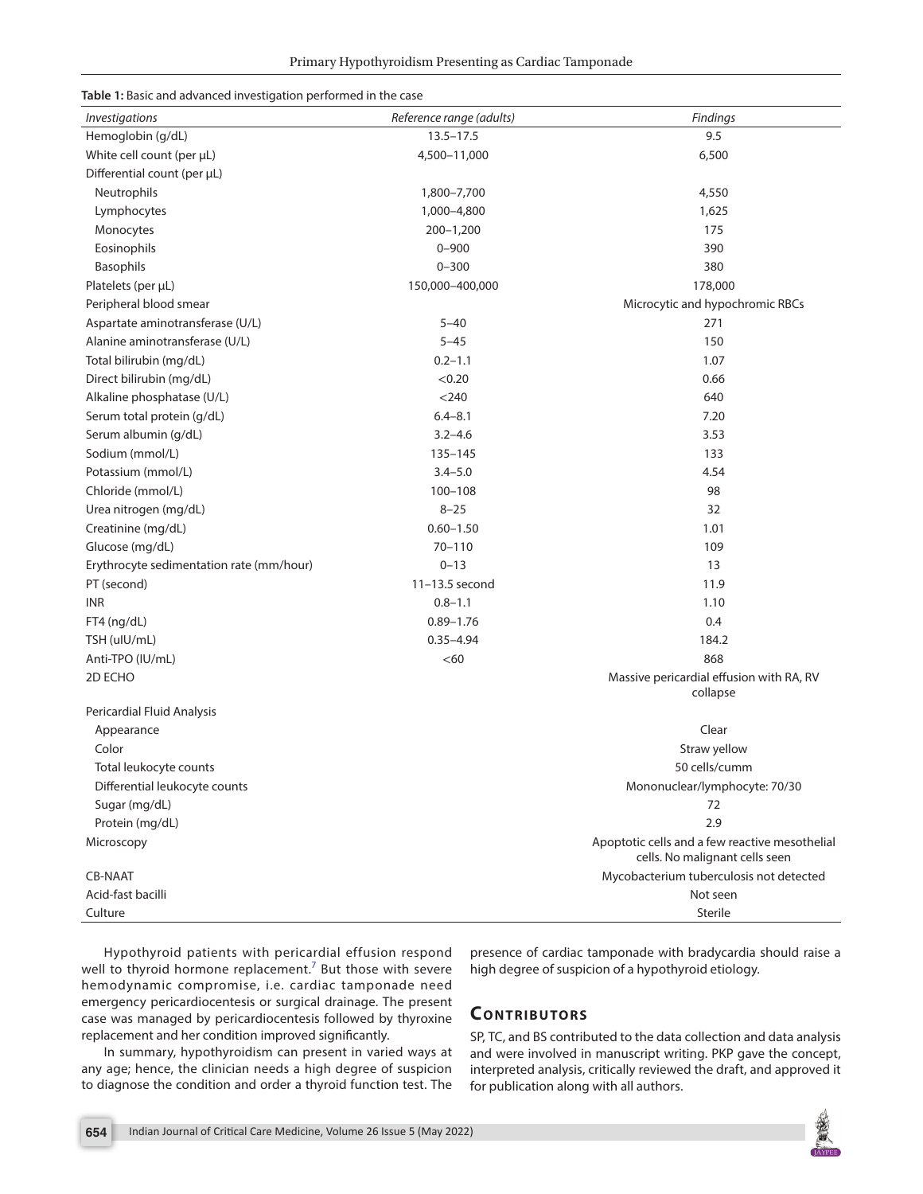**Table 1:** Basic and advanced investigation performed in the case

| *Investigations* | *Reference range (adults)* | *Findings* |
|---|---|---|
| Hemoglobin (g/dL) | 13.5–17.5 | 9.5 |
| White cell count (per µL) | 4,500–11,000 | 6,500 |
| Differential count (per µL) | | |
| Neutrophils | 1,800–7,700 | 4,550 |
| Lymphocytes | 1,000–4,800 | 1,625 |
| Monocytes | 200–1,200 | 175 |
| Eosinophils | 0–900 | 390 |
| Basophils | 0–300 | 380 |
| Platelets (per µL) | 150,000–400,000 | 178,000 |
| Peripheral blood smear | | Microcytic and hypochromic RBCs |
| Aspartate aminotransferase (U/L) | 5–40 | 271 |
| Alanine aminotransferase (U/L) | 5–45 | 150 |
| Total bilirubin (mg/dL) | 0.2–1.1 | 1.07 |
| Direct bilirubin (mg/dL) | <0.20 | 0.66 |
| Alkaline phosphatase (U/L) | <240 | 640 |
| Serum total protein (g/dL) | 6.4–8.1 | 7.20 |
| Serum albumin (g/dL) | 3.2–4.6 | 3.53 |
| Sodium (mmol/L) | 135–145 | 133 |
| Potassium (mmol/L) | 3.4–5.0 | 4.54 |
| Chloride (mmol/L) | 100–108 | 98 |
| Urea nitrogen (mg/dL) | 8–25 | 32 |
| Creatinine (mg/dL) | 0.60–1.50 | 1.01 |
| Glucose (mg/dL) | 70–110 | 109 |
| Erythrocyte sedimentation rate (mm/hour) | 0–13 | 13 |
| PT (second) | 11–13.5 second | 11.9 |
| INR | 0.8–1.1 | 1.10 |
| FT4 (ng/dL) | 0.89–1.76 | 0.4 |
| TSH (uIU/mL) | 0.35–4.94 | 184.2 |
| Anti-TPO (IU/mL) | <60 | 868 |
| 2D ECHO | | Massive pericardial effusion with RA, RV collapse |
| Pericardial Fluid Analysis | | |
| Appearance | | Clear |
| Color | | Straw yellow |
| Total leukocyte counts | | 50 cells/cumm |
| Differential leukocyte counts | | Mononuclear/lymphocyte: 70/30 |
| Sugar (mg/dL) | | 72 |
| Protein (mg/dL) | | 2.9 |
| Microscopy | | Apoptotic cells and a few reactive mesothelial cells. No malignant cells seen |
| CB-NAAT | | Mycobacterium tuberculosis not detected |
| Acid-fast bacilli | | Not seen |
| Culture | | Sterile |

Hypothyroid patients with pericardial effusion respond well to thyroid hormone replacement.[7] But those with severe hemodynamic compromise, i.e. cardiac tamponade need emergency pericardiocentesis or surgical drainage. The present case was managed by pericardiocentesis followed by thyroxine replacement and her condition improved significantly.

In summary, hypothyroidism can present in varied ways at any age; hence, the clinician needs a high degree of suspicion to diagnose the condition and order a thyroid function test. The presence of cardiac tamponade with bradycardia should raise a high degree of suspicion of a hypothyroid etiology.

## Contributors

SP, TC, and BS contributed to the data collection and data analysis and were involved in manuscript writing. PKP gave the concept, interpreted analysis, critically reviewed the draft, and approved it for publication along with all authors.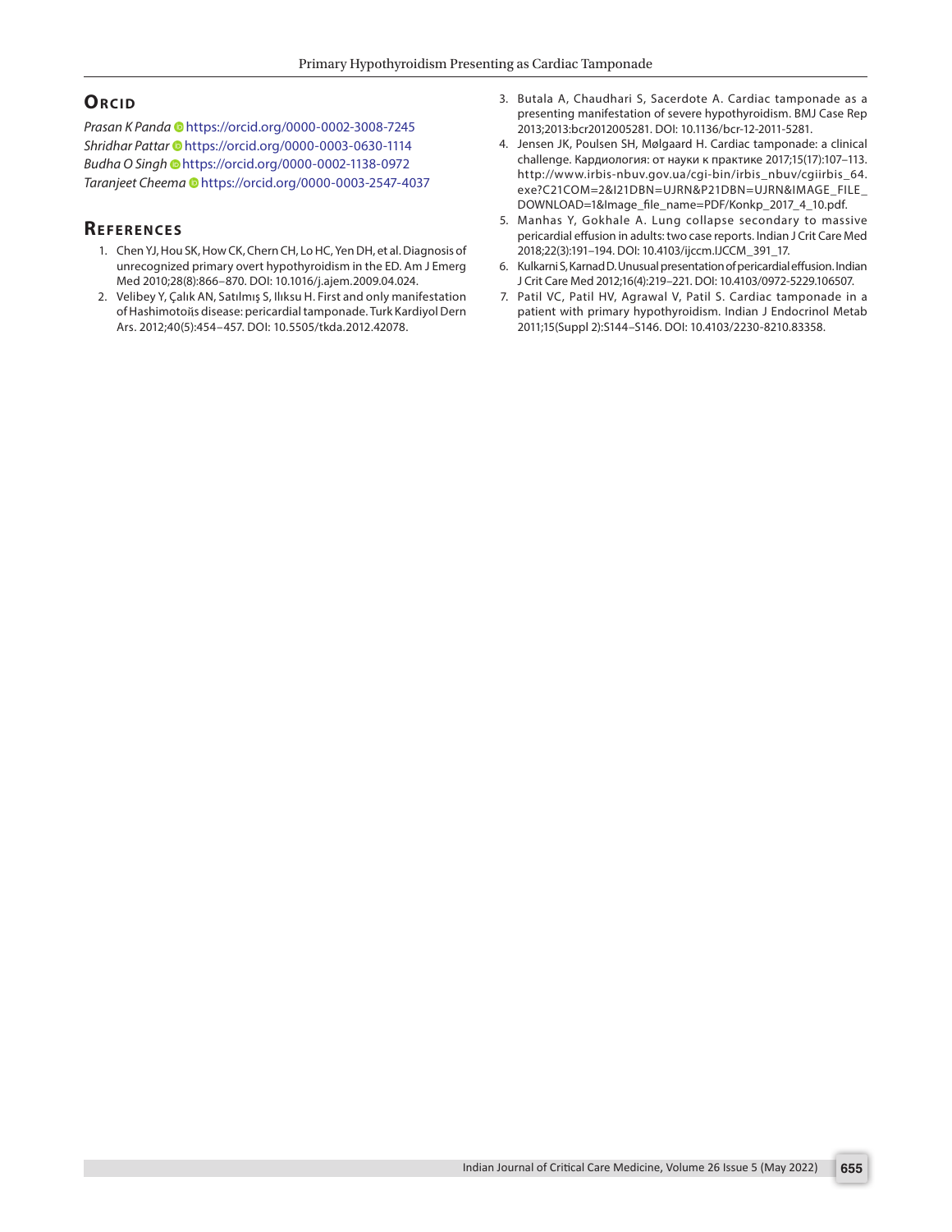## Orcid

*Prasan K Panda* https://orcid.org/0000-0002-3008-7245

*Shridhar Pattar* https://orcid.org/0000-0003-0630-1114

*Budha O Singh* https://orcid.org/0000-0002-1138-0972

*Taranjeet Cheema* https://orcid.org/0000-0003-2547-4037

## References

1. Chen YJ, Hou SK, How CK, Chern CH, Lo HC, Yen DH, et al. Diagnosis of unrecognized primary overt hypothyroidism in the ED. Am J Emerg Med 2010;28(8):866–870. DOI: 10.1016/j.ajem.2009.04.024.
2. Velibey Y, Çalık AN, Satılmış S, Ilıksu H. First and only manifestation of Hashimotoiʼs disease: pericardial tamponade. Turk Kardiyol Dern Ars. 2012;40(5):454–457. DOI: 10.5505/tkda.2012.42078.
3. Butala A, Chaudhari S, Sacerdote A. Cardiac tamponade as a presenting manifestation of severe hypothyroidism. BMJ Case Rep 2013;2013:bcr2012005281. DOI: 10.1136/bcr-12-2011-5281.
4. Jensen JK, Poulsen SH, Mølgaard H. Cardiac tamponade: a clinical challenge. Кардиология: от науки к практике 2017;15(17):107–113. http://www.irbis-nbuv.gov.ua/cgi-bin/irbis_nbuv/cgiirbis_64.exe?C21COM=2&I21DBN=UJRN&P21DBN=UJRN&IMAGE_FILE_DOWNLOAD=1&Image_file_name=PDF/Konkp_2017_4_10.pdf.
5. Manhas Y, Gokhale A. Lung collapse secondary to massive pericardial effusion in adults: two case reports. Indian J Crit Care Med 2018;22(3):191–194. DOI: 10.4103/ijccm.IJCCM_391_17.
6. Kulkarni S, Karnad D. Unusual presentation of pericardial effusion. Indian J Crit Care Med 2012;16(4):219–221. DOI: 10.4103/0972-5229.106507.
7. Patil VC, Patil HV, Agrawal V, Patil S. Cardiac tamponade in a patient with primary hypothyroidism. Indian J Endocrinol Metab 2011;15(Suppl 2):S144–S146. DOI: 10.4103/2230-8210.83358.